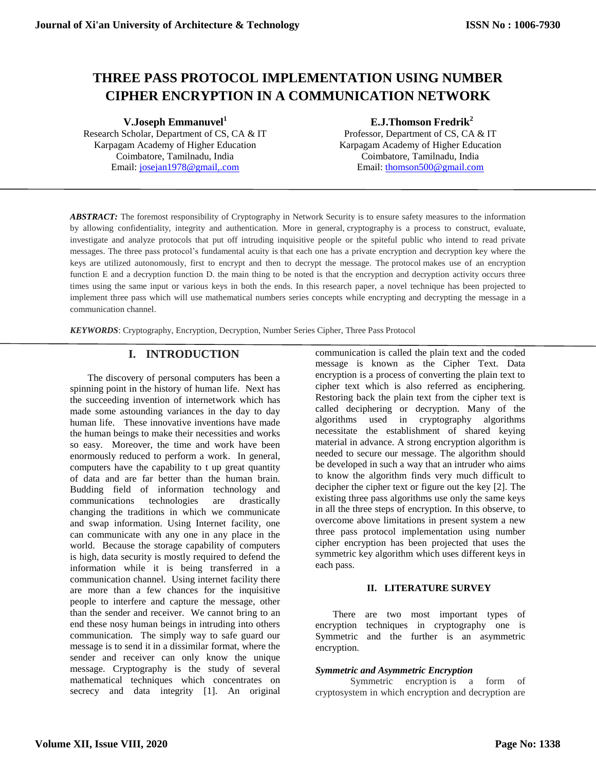# THREE PASS PROTOCOL IMPLEMENTATION USING NUMBER CIPHER ENCRYPTION IN A COMMUNICATION NETWORK

**V.Joseph Emmanuvel**[1]
Research Scholar, Department of CS, CA & IT
Karpagam Academy of Higher Education
Coimbatore, Tamilnadu, India
Email: josejan1978@gmail,.com

**E.J.Thomson Fredrik**[2]
Professor, Department of CS, CA & IT
Karpagam Academy of Higher Education
Coimbatore, Tamilnadu, India
Email: thomson500@gmail.com

***ABSTRACT:*** The foremost responsibility of Cryptography in Network Security is to ensure safety measures to the information by allowing confidentiality, integrity and authentication. More in general, cryptography is a process to construct, evaluate, investigate and analyze protocols that put off intruding inquisitive people or the spiteful public who intend to read private messages. The three pass protocol's fundamental acuity is that each one has a private encryption and decryption key where the keys are utilized autonomously, first to encrypt and then to decrypt the message. The protocol makes use of an encryption function E and a decryption function D. the main thing to be noted is that the encryption and decryption activity occurs three times using the same input or various keys in both the ends. In this research paper, a novel technique has been projected to implement three pass which will use mathematical numbers series concepts while encrypting and decrypting the message in a communication channel.

***KEYWORDS***: Cryptography, Encryption, Decryption, Number Series Cipher, Three Pass Protocol

## I. INTRODUCTION

The discovery of personal computers has been a spinning point in the history of human life. Next has the succeeding invention of internetwork which has made some astounding variances in the day to day human life. These innovative inventions have made the human beings to make their necessities and works so easy. Moreover, the time and work have been enormously reduced to perform a work. In general, computers have the capability to t up great quantity of data and are far better than the human brain. Budding field of information technology and communications technologies are drastically changing the traditions in which we communicate and swap information. Using Internet facility, one can communicate with any one in any place in the world. Because the storage capability of computers is high, data security is mostly required to defend the information while it is being transferred in a communication channel. Using internet facility there are more than a few chances for the inquisitive people to interfere and capture the message, other than the sender and receiver. We cannot bring to an end these nosy human beings in intruding into others communication. The simply way to safe guard our message is to send it in a dissimilar format, where the sender and receiver can only know the unique message. Cryptography is the study of several mathematical techniques which concentrates on secrecy and data integrity [1]. An original communication is called the plain text and the coded message is known as the Cipher Text. Data encryption is a process of converting the plain text to cipher text which is also referred as enciphering. Restoring back the plain text from the cipher text is called deciphering or decryption. Many of the algorithms used in cryptography algorithms necessitate the establishment of shared keying material in advance. A strong encryption algorithm is needed to secure our message. The algorithm should be developed in such a way that an intruder who aims to know the algorithm finds very much difficult to decipher the cipher text or figure out the key [2]. The existing three pass algorithms use only the same keys in all the three steps of encryption. In this observe, to overcome above limitations in present system a new three pass protocol implementation using number cipher encryption has been projected that uses the symmetric key algorithm which uses different keys in each pass.

## II. LITERATURE SURVEY

There are two most important types of encryption techniques in cryptography one is Symmetric and the further is an asymmetric encryption.

***Symmetric and Asymmetric Encryption***

Symmetric encryption is a form of cryptosystem in which encryption and decryption are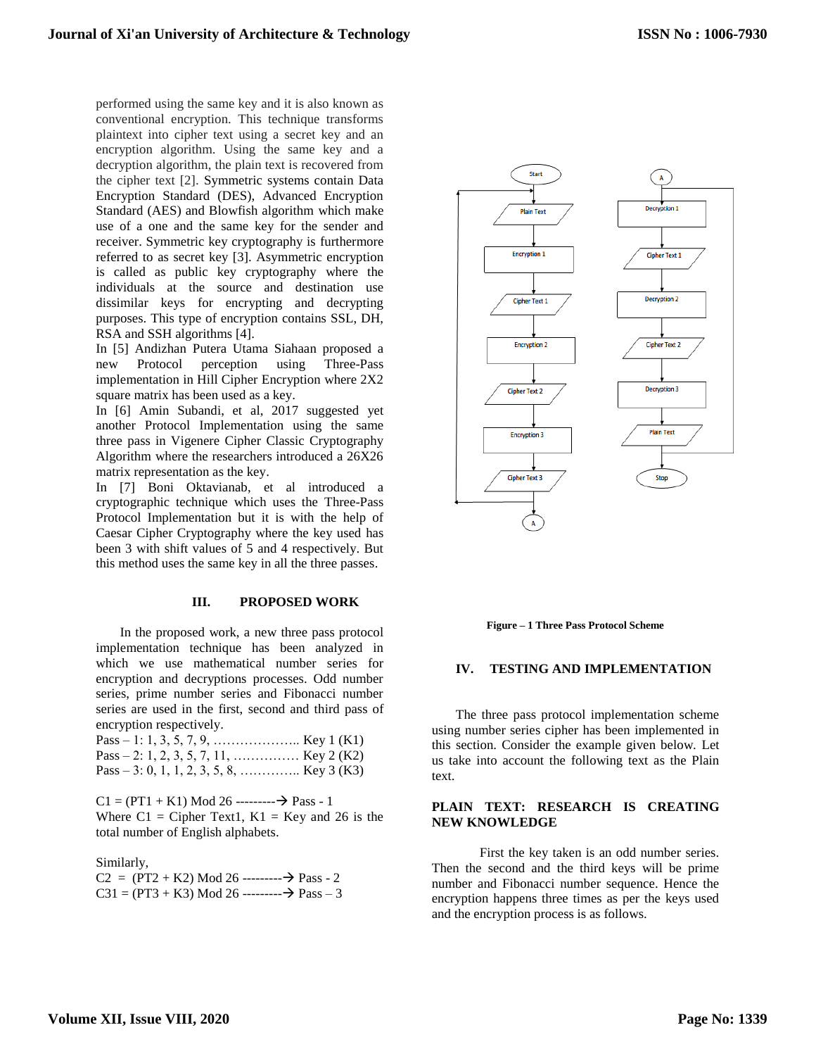performed using the same key and it is also known as conventional encryption. This technique transforms plaintext into cipher text using a secret key and an encryption algorithm. Using the same key and a decryption algorithm, the plain text is recovered from the cipher text [2]. Symmetric systems contain Data Encryption Standard (DES), Advanced Encryption Standard (AES) and Blowfish algorithm which make use of a one and the same key for the sender and receiver. Symmetric key cryptography is furthermore referred to as secret key [3]. Asymmetric encryption is called as public key cryptography where the individuals at the source and destination use dissimilar keys for encrypting and decrypting purposes. This type of encryption contains SSL, DH, RSA and SSH algorithms [4].

In [5] Andizhan Putera Utama Siahaan proposed a new Protocol perception using Three-Pass implementation in Hill Cipher Encryption where 2X2 square matrix has been used as a key.

In [6] Amin Subandi, et al, 2017 suggested yet another Protocol Implementation using the same three pass in Vigenere Cipher Classic Cryptography Algorithm where the researchers introduced a 26X26 matrix representation as the key.

In [7] Boni Oktavianab, et al introduced a cryptographic technique which uses the Three-Pass Protocol Implementation but it is with the help of Caesar Cipher Cryptography where the key used has been 3 with shift values of 5 and 4 respectively. But this method uses the same key in all the three passes.

## III. PROPOSED WORK

In the proposed work, a new three pass protocol implementation technique has been analyzed in which we use mathematical number series for encryption and decryptions processes. Odd number series, prime number series and Fibonacci number series are used in the first, second and third pass of encryption respectively.

Pass – 1: 1, 3, 5, 7, 9, ……………….. Key 1 (K1)
Pass – 2: 1, 2, 3, 5, 7, 11, …………… Key 2 (K2)
Pass – 3: 0, 1, 1, 2, 3, 5, 8, ………….. Key 3 (K3)

C1 = (PT1 + K1) Mod 26 ---------→ Pass - 1
Where C1 = Cipher Text1, K1 = Key and 26 is the total number of English alphabets.

Similarly,
C2 = (PT2 + K2) Mod 26 ---------→ Pass - 2
C31 = (PT3 + K3) Mod 26 ---------→ Pass – 3

**Figure – 1 Three Pass Protocol Scheme**

## IV. TESTING AND IMPLEMENTATION

The three pass protocol implementation scheme using number series cipher has been implemented in this section. Consider the example given below. Let us take into account the following text as the Plain text.

**PLAIN TEXT: RESEARCH IS CREATING NEW KNOWLEDGE**

First the key taken is an odd number series. Then the second and the third keys will be prime number and Fibonacci number sequence. Hence the encryption happens three times as per the keys used and the encryption process is as follows.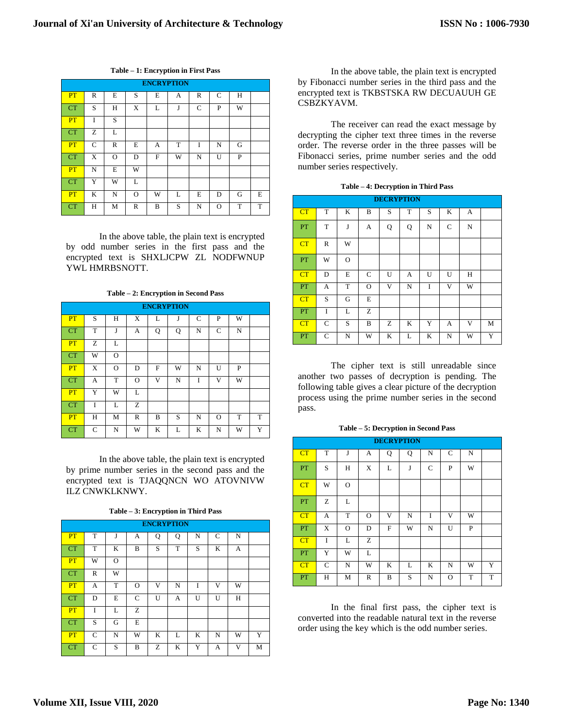**Table – 1: Encryption in First Pass**

| ENCRYPTION | | | | | | | | | |
|---|---|---|---|---|---|---|---|---|---|
| PT | R | E | S | E | A | R | C | H | |
| CT | S | H | X | L | J | C | P | W | |
| PT | I | S | | | | | | | |
| CT | Z | L | | | | | | | |
| PT | C | R | E | A | T | I | N | G | |
| CT | X | O | D | F | W | N | U | P | |
| PT | N | E | W | | | | | | |
| CT | Y | W | L | | | | | | |
| PT | K | N | O | W | L | E | D | G | E |
| CT | H | M | R | B | S | N | O | T | T |

In the above table, the plain text is encrypted by odd number series in the first pass and the encrypted text is SHXLJCPW ZL NODFWNUP YWL HMRBSNOTT.

**Table – 2: Encryption in Second Pass**

| ENCRYPTION | | | | | | | | | |
|---|---|---|---|---|---|---|---|---|---|
| PT | S | H | X | L | J | C | P | W | |
| CT | T | J | A | Q | Q | N | C | N | |
| PT | Z | L | | | | | | | |
| CT | W | O | | | | | | | |
| PT | X | O | D | F | W | N | U | P | |
| CT | A | T | O | V | N | I | V | W | |
| PT | Y | W | L | | | | | | |
| CT | I | L | Z | | | | | | |
| PT | H | M | R | B | S | N | O | T | T |
| CT | C | N | W | K | L | K | N | W | Y |

In the above table, the plain text is encrypted by prime number series in the second pass and the encrypted text is TJAQQNCN WO ATOVNIVW ILZ CNWKLKNWY.

**Table – 3: Encryption in Third Pass**

| ENCRYPTION | | | | | | | | | |
|---|---|---|---|---|---|---|---|---|---|
| PT | T | J | A | Q | Q | N | C | N | |
| CT | T | K | B | S | T | S | K | A | |
| PT | W | O | | | | | | | |
| CT | R | W | | | | | | | |
| PT | A | T | O | V | N | I | V | W | |
| CT | D | E | C | U | A | U | U | H | |
| PT | I | L | Z | | | | | | |
| CT | S | G | E | | | | | | |
| PT | C | N | W | K | L | K | N | W | Y |
| CT | C | S | B | Z | K | Y | A | V | M |

In the above table, the plain text is encrypted by Fibonacci number series in the third pass and the encrypted text is TKBSTSKA RW DECUAUUH GE CSBZKYAVM.

The receiver can read the exact message by decrypting the cipher text three times in the reverse order. The reverse order in the three passes will be Fibonacci series, prime number series and the odd number series respectively.

**Table – 4: Decryption in Third Pass**

| DECRYPTION | | | | | | | | | |
|---|---|---|---|---|---|---|---|---|---|
| CT | T | K | B | S | T | S | K | A | |
| PT | T | J | A | Q | Q | N | C | N | |
| CT | R | W | | | | | | | |
| PT | W | O | | | | | | | |
| CT | D | E | C | U | A | U | U | H | |
| PT | A | T | O | V | N | I | V | W | |
| CT | S | G | E | | | | | | |
| PT | I | L | Z | | | | | | |
| CT | C | S | B | Z | K | Y | A | V | M |
| PT | C | N | W | K | L | K | N | W | Y |

The cipher text is still unreadable since another two passes of decryption is pending. The following table gives a clear picture of the decryption process using the prime number series in the second pass.

**Table – 5: Decryption in Second Pass**

| DECRYPTION | | | | | | | | | |
|---|---|---|---|---|---|---|---|---|---|
| CT | T | J | A | Q | Q | N | C | N | |
| PT | S | H | X | L | J | C | P | W | |
| CT | W | O | | | | | | | |
| PT | Z | L | | | | | | | |
| CT | A | T | O | V | N | I | V | W | |
| PT | X | O | D | F | W | N | U | P | |
| CT | I | L | Z | | | | | | |
| PT | Y | W | L | | | | | | |
| CT | C | N | W | K | L | K | N | W | Y |
| PT | H | M | R | B | S | N | O | T | T |

In the final first pass, the cipher text is converted into the readable natural text in the reverse order using the key which is the odd number series.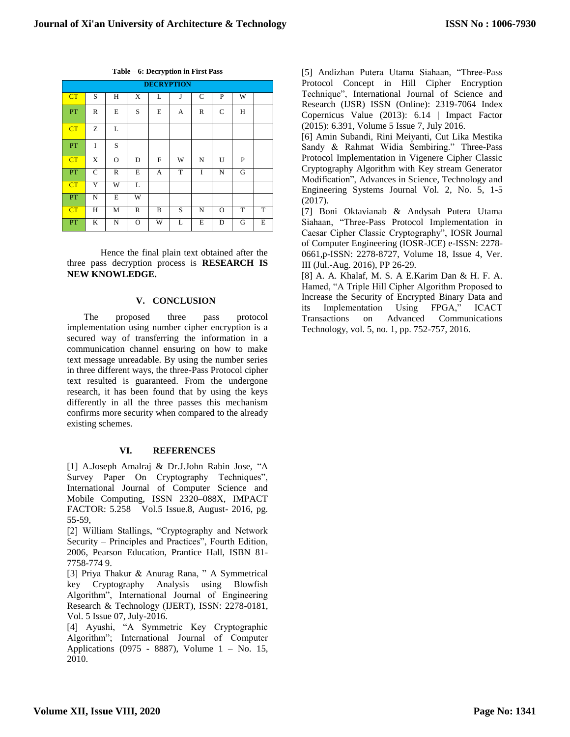**Table – 6: Decryption in First Pass**

| DECRYPTION | | | | | | | | | |
|---|---|---|---|---|---|---|---|---|---|
| CT | S | H | X | L | J | C | P | W | |
| PT | R | E | S | E | A | R | C | H | |
| CT | Z | L | | | | | | | |
| PT | I | S | | | | | | | |
| CT | X | O | D | F | W | N | U | P | |
| PT | C | R | E | A | T | I | N | G | |
| CT | Y | W | L | | | | | | |
| PT | N | E | W | | | | | | |
| CT | H | M | R | B | S | N | O | T | T |
| PT | K | N | O | W | L | E | D | G | E |

Hence the final plain text obtained after the three pass decryption process is **RESEARCH IS NEW KNOWLEDGE.**

## V. CONCLUSION

The proposed three pass protocol implementation using number cipher encryption is a secured way of transferring the information in a communication channel ensuring on how to make text message unreadable. By using the number series in three different ways, the three-Pass Protocol cipher text resulted is guaranteed. From the undergone research, it has been found that by using the keys differently in all the three passes this mechanism confirms more security when compared to the already existing schemes.

## VI. REFERENCES

[1] A.Joseph Amalraj & Dr.J.John Rabin Jose, "A Survey Paper On Cryptography Techniques", International Journal of Computer Science and Mobile Computing, ISSN 2320–088X, IMPACT FACTOR: 5.258 Vol.5 Issue.8, August- 2016, pg. 55-59,

[2] William Stallings, "Cryptography and Network Security – Principles and Practices", Fourth Edition, 2006, Pearson Education, Prantice Hall, ISBN 81-7758-774 9.

[3] Priya Thakur & Anurag Rana, " A Symmetrical key Cryptography Analysis using Blowfish Algorithm", International Journal of Engineering Research & Technology (IJERT), ISSN: 2278-0181, Vol. 5 Issue 07, July-2016.

[4] Ayushi, "A Symmetric Key Cryptographic Algorithm"; International Journal of Computer Applications (0975 - 8887), Volume 1 – No. 15, 2010.

[5] Andizhan Putera Utama Siahaan, "Three-Pass Protocol Concept in Hill Cipher Encryption Technique", International Journal of Science and Research (IJSR) ISSN (Online): 2319-7064 Index Copernicus Value (2013): 6.14 | Impact Factor (2015): 6.391, Volume 5 Issue 7, July 2016.

[6] Amin Subandi, Rini Meiyanti, Cut Lika Mestika Sandy & Rahmat Widia Sembiring." Three-Pass Protocol Implementation in Vigenere Cipher Classic Cryptography Algorithm with Key stream Generator Modification", Advances in Science, Technology and Engineering Systems Journal Vol. 2, No. 5, 1-5 (2017).

[7] Boni Oktavianab & Andysah Putera Utama Siahaan, "Three-Pass Protocol Implementation in Caesar Cipher Classic Cryptography", IOSR Journal of Computer Engineering (IOSR-JCE) e-ISSN: 2278-0661,p-ISSN: 2278-8727, Volume 18, Issue 4, Ver. III (Jul.-Aug. 2016), PP 26-29.

[8] A. A. Khalaf, M. S. A E.Karim Dan & H. F. A. Hamed, "A Triple Hill Cipher Algorithm Proposed to Increase the Security of Encrypted Binary Data and its Implementation Using FPGA," ICACT Transactions on Advanced Communications Technology, vol. 5, no. 1, pp. 752-757, 2016.